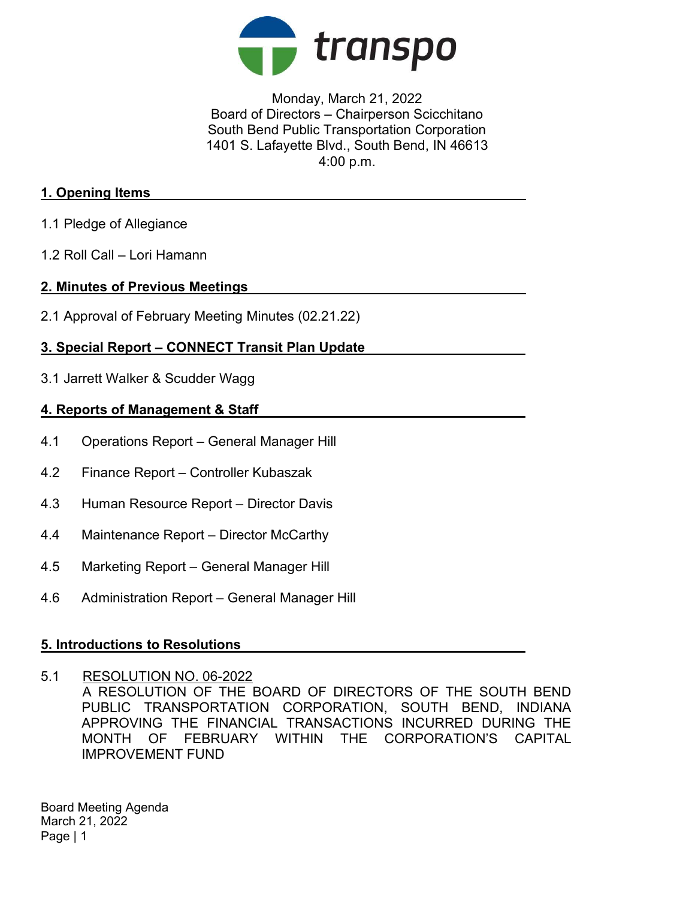transpo

Monday, March 21, 2022
Board of Directors – Chairperson Scicchitano
South Bend Public Transportation Corporation
1401 S. Lafayette Blvd., South Bend, IN 46613
4:00 p.m.

## 1. Opening Items

1.1 Pledge of Allegiance

1.2 Roll Call – Lori Hamann

## 2. Minutes of Previous Meetings

2.1 Approval of February Meeting Minutes (02.21.22)

## 3. Special Report – CONNECT Transit Plan Update

3.1 Jarrett Walker & Scudder Wagg

## 4. Reports of Management & Staff

4.1 Operations Report – General Manager Hill

4.2 Finance Report – Controller Kubaszak

4.3 Human Resource Report – Director Davis

4.4 Maintenance Report – Director McCarthy

4.5 Marketing Report – General Manager Hill

4.6 Administration Report – General Manager Hill

## 5. Introductions to Resolutions

5.1 RESOLUTION NO. 06-2022
A RESOLUTION OF THE BOARD OF DIRECTORS OF THE SOUTH BEND PUBLIC TRANSPORTATION CORPORATION, SOUTH BEND, INDIANA APPROVING THE FINANCIAL TRANSACTIONS INCURRED DURING THE MONTH OF FEBRUARY WITHIN THE CORPORATION'S CAPITAL IMPROVEMENT FUND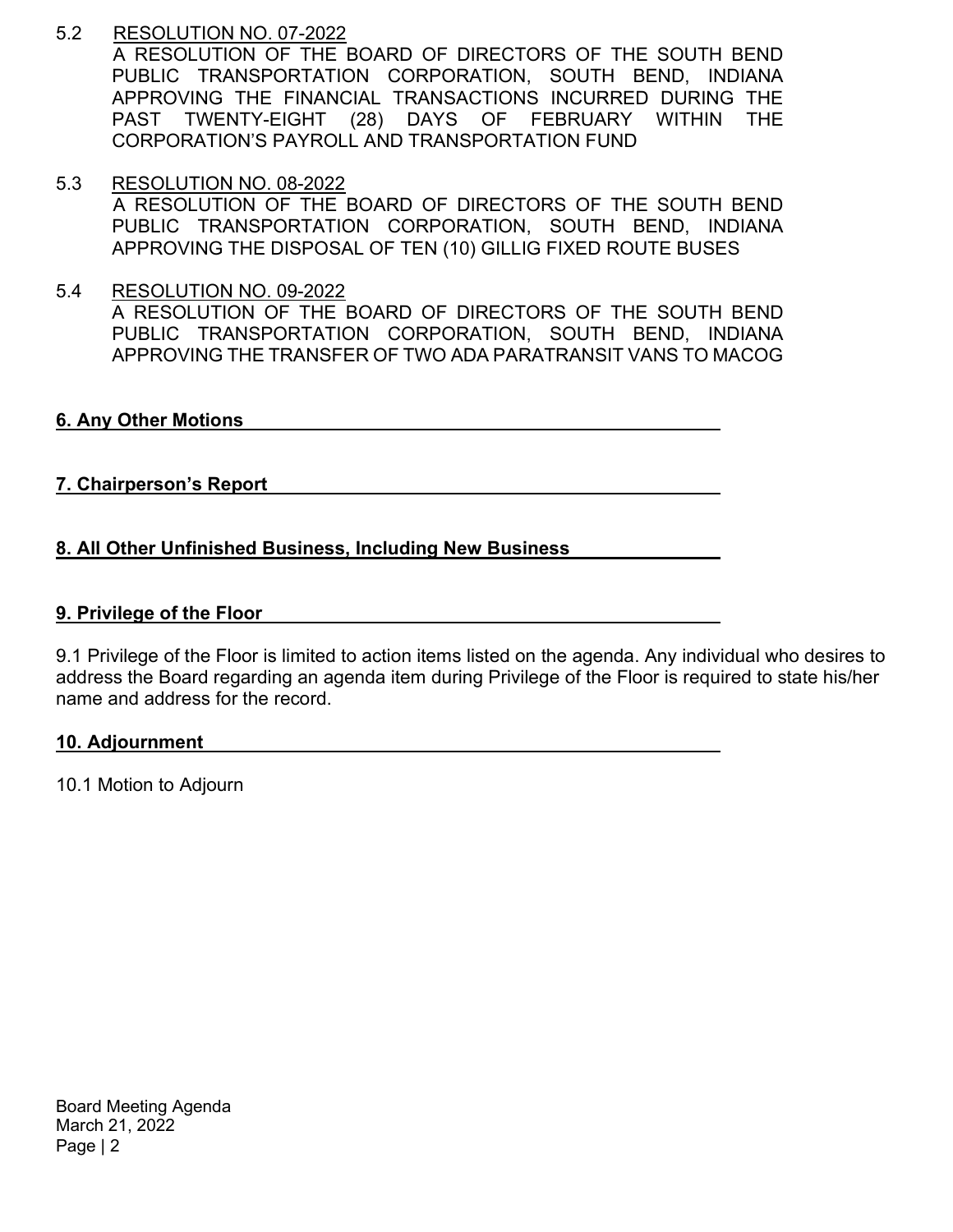5.2 RESOLUTION NO. 07-2022
A RESOLUTION OF THE BOARD OF DIRECTORS OF THE SOUTH BEND PUBLIC TRANSPORTATION CORPORATION, SOUTH BEND, INDIANA APPROVING THE FINANCIAL TRANSACTIONS INCURRED DURING THE PAST TWENTY-EIGHT (28) DAYS OF FEBRUARY WITHIN THE CORPORATION'S PAYROLL AND TRANSPORTATION FUND

5.3 RESOLUTION NO. 08-2022
A RESOLUTION OF THE BOARD OF DIRECTORS OF THE SOUTH BEND PUBLIC TRANSPORTATION CORPORATION, SOUTH BEND, INDIANA APPROVING THE DISPOSAL OF TEN (10) GILLIG FIXED ROUTE BUSES

5.4 RESOLUTION NO. 09-2022
A RESOLUTION OF THE BOARD OF DIRECTORS OF THE SOUTH BEND PUBLIC TRANSPORTATION CORPORATION, SOUTH BEND, INDIANA APPROVING THE TRANSFER OF TWO ADA PARATRANSIT VANS TO MACOG

**6. Any Other Motions**

**7. Chairperson's Report**

**8. All Other Unfinished Business, Including New Business**

**9. Privilege of the Floor**

9.1 Privilege of the Floor is limited to action items listed on the agenda. Any individual who desires to address the Board regarding an agenda item during Privilege of the Floor is required to state his/her name and address for the record.

**10. Adjournment**

10.1 Motion to Adjourn